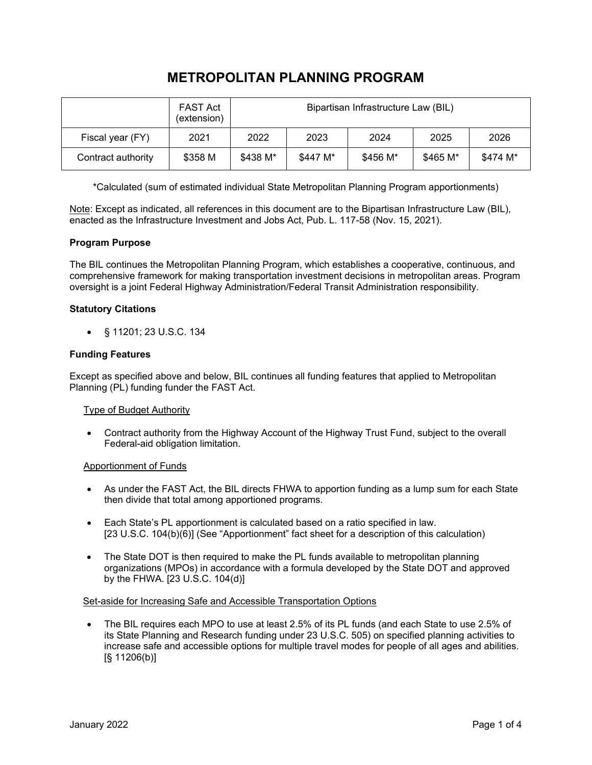# METROPOLITAN PLANNING PROGRAM

| | FAST Act (extension) | Bipartisan Infrastructure Law (BIL) | | | | |
|---|---|---|---|---|---|---|
| Fiscal year (FY) | 2021 | 2022 | 2023 | 2024 | 2025 | 2026 |
| Contract authority | $358 M | $438 M* | $447 M* | $456 M* | $465 M* | $474 M* |

*Calculated (sum of estimated individual State Metropolitan Planning Program apportionments)

Note: Except as indicated, all references in this document are to the Bipartisan Infrastructure Law (BIL), enacted as the Infrastructure Investment and Jobs Act, Pub. L. 117-58 (Nov. 15, 2021).

**Program Purpose**

The BIL continues the Metropolitan Planning Program, which establishes a cooperative, continuous, and comprehensive framework for making transportation investment decisions in metropolitan areas. Program oversight is a joint Federal Highway Administration/Federal Transit Administration responsibility.

**Statutory Citations**

- § 11201; 23 U.S.C. 134

**Funding Features**

Except as specified above and below, BIL continues all funding features that applied to Metropolitan Planning (PL) funding funder the FAST Act.

Type of Budget Authority

- Contract authority from the Highway Account of the Highway Trust Fund, subject to the overall Federal-aid obligation limitation.

Apportionment of Funds

- As under the FAST Act, the BIL directs FHWA to apportion funding as a lump sum for each State then divide that total among apportioned programs.
- Each State's PL apportionment is calculated based on a ratio specified in law. [23 U.S.C. 104(b)(6)] (See "Apportionment" fact sheet for a description of this calculation)
- The State DOT is then required to make the PL funds available to metropolitan planning organizations (MPOs) in accordance with a formula developed by the State DOT and approved by the FHWA. [23 U.S.C. 104(d)]

Set-aside for Increasing Safe and Accessible Transportation Options

- The BIL requires each MPO to use at least 2.5% of its PL funds (and each State to use 2.5% of its State Planning and Research funding under 23 U.S.C. 505) on specified planning activities to increase safe and accessible options for multiple travel modes for people of all ages and abilities. [§ 11206(b)]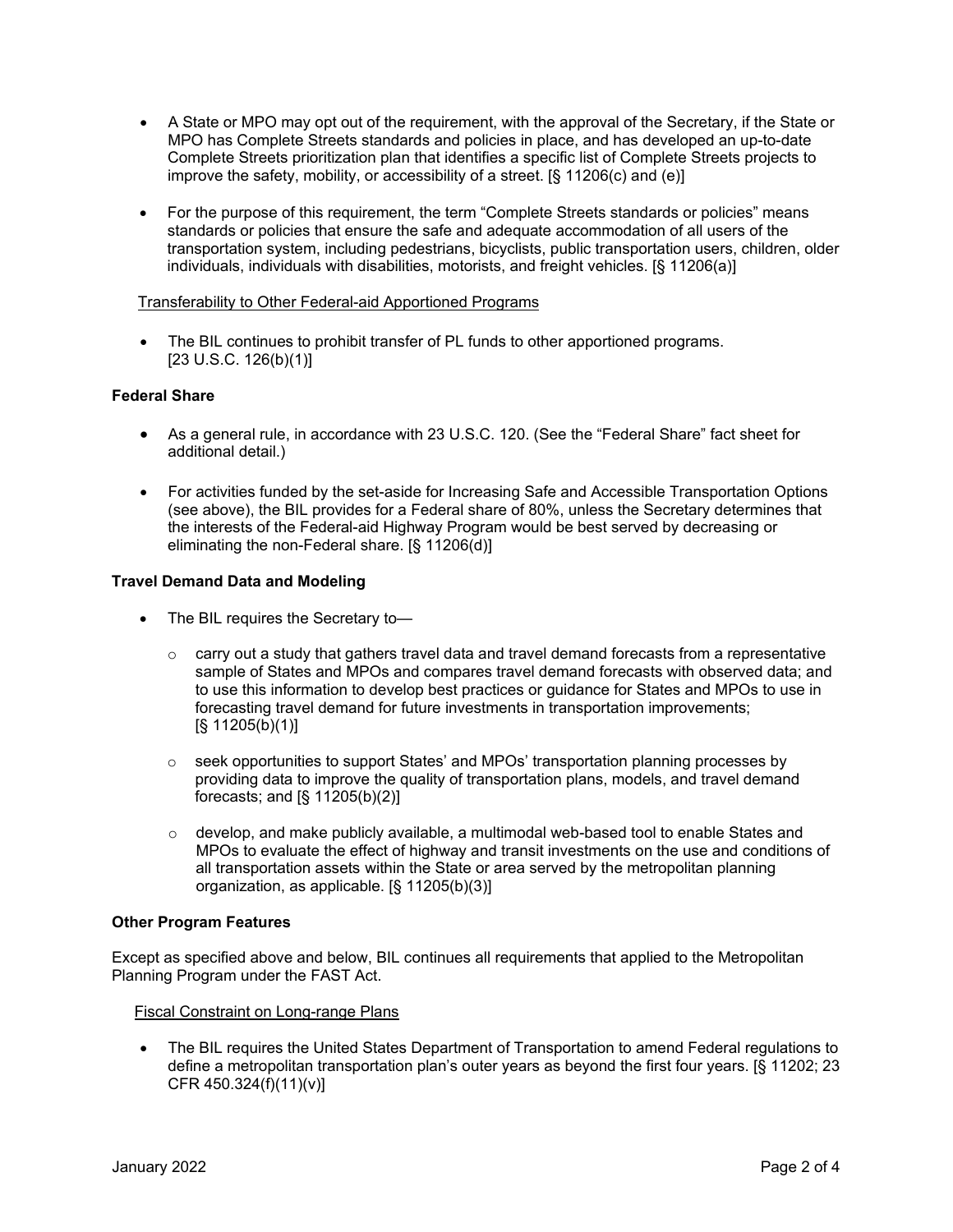- A State or MPO may opt out of the requirement, with the approval of the Secretary, if the State or MPO has Complete Streets standards and policies in place, and has developed an up-to-date Complete Streets prioritization plan that identifies a specific list of Complete Streets projects to improve the safety, mobility, or accessibility of a street. [§ 11206(c) and (e)]

- For the purpose of this requirement, the term "Complete Streets standards or policies" means standards or policies that ensure the safe and adequate accommodation of all users of the transportation system, including pedestrians, bicyclists, public transportation users, children, older individuals, individuals with disabilities, motorists, and freight vehicles. [§ 11206(a)]

<u>Transferability to Other Federal-aid Apportioned Programs</u>

- The BIL continues to prohibit transfer of PL funds to other apportioned programs. [23 U.S.C. 126(b)(1)]

**Federal Share**

- As a general rule, in accordance with 23 U.S.C. 120. (See the "Federal Share" fact sheet for additional detail.)

- For activities funded by the set-aside for Increasing Safe and Accessible Transportation Options (see above), the BIL provides for a Federal share of 80%, unless the Secretary determines that the interests of the Federal-aid Highway Program would be best served by decreasing or eliminating the non-Federal share. [§ 11206(d)]

**Travel Demand Data and Modeling**

- The BIL requires the Secretary to—
  - carry out a study that gathers travel data and travel demand forecasts from a representative sample of States and MPOs and compares travel demand forecasts with observed data; and to use this information to develop best practices or guidance for States and MPOs to use in forecasting travel demand for future investments in transportation improvements; [§ 11205(b)(1)]
  - seek opportunities to support States' and MPOs' transportation planning processes by providing data to improve the quality of transportation plans, models, and travel demand forecasts; and [§ 11205(b)(2)]
  - develop, and make publicly available, a multimodal web-based tool to enable States and MPOs to evaluate the effect of highway and transit investments on the use and conditions of all transportation assets within the State or area served by the metropolitan planning organization, as applicable. [§ 11205(b)(3)]

**Other Program Features**

Except as specified above and below, BIL continues all requirements that applied to the Metropolitan Planning Program under the FAST Act.

<u>Fiscal Constraint on Long-range Plans</u>

- The BIL requires the United States Department of Transportation to amend Federal regulations to define a metropolitan transportation plan's outer years as beyond the first four years. [§ 11202; 23 CFR 450.324(f)(11)(v)]

January 2022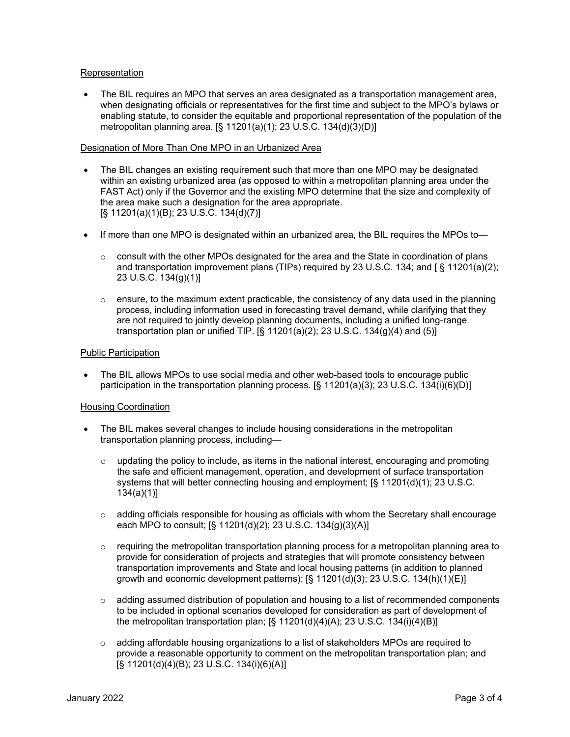Representation

- The BIL requires an MPO that serves an area designated as a transportation management area, when designating officials or representatives for the first time and subject to the MPO's bylaws or enabling statute, to consider the equitable and proportional representation of the population of the metropolitan planning area. [§ 11201(a)(1); 23 U.S.C. 134(d)(3)(D)]

Designation of More Than One MPO in an Urbanized Area

- The BIL changes an existing requirement such that more than one MPO may be designated within an existing urbanized area (as opposed to within a metropolitan planning area under the FAST Act) only if the Governor and the existing MPO determine that the size and complexity of the area make such a designation for the area appropriate. [§ 11201(a)(1)(B); 23 U.S.C. 134(d)(7)]

- If more than one MPO is designated within an urbanized area, the BIL requires the MPOs to—
  - consult with the other MPOs designated for the area and the State in coordination of plans and transportation improvement plans (TIPs) required by 23 U.S.C. 134; and [ § 11201(a)(2); 23 U.S.C. 134(g)(1)]
  - ensure, to the maximum extent practicable, the consistency of any data used in the planning process, including information used in forecasting travel demand, while clarifying that they are not required to jointly develop planning documents, including a unified long-range transportation plan or unified TIP. [§ 11201(a)(2); 23 U.S.C. 134(g)(4) and (5)]

Public Participation

- The BIL allows MPOs to use social media and other web-based tools to encourage public participation in the transportation planning process. [§ 11201(a)(3); 23 U.S.C. 134(i)(6)(D)]

Housing Coordination

- The BIL makes several changes to include housing considerations in the metropolitan transportation planning process, including—
  - updating the policy to include, as items in the national interest, encouraging and promoting the safe and efficient management, operation, and development of surface transportation systems that will better connecting housing and employment; [§ 11201(d)(1); 23 U.S.C. 134(a)(1)]
  - adding officials responsible for housing as officials with whom the Secretary shall encourage each MPO to consult; [§ 11201(d)(2); 23 U.S.C. 134(g)(3)(A)]
  - requiring the metropolitan transportation planning process for a metropolitan planning area to provide for consideration of projects and strategies that will promote consistency between transportation improvements and State and local housing patterns (in addition to planned growth and economic development patterns); [§ 11201(d)(3); 23 U.S.C. 134(h)(1)(E)]
  - adding assumed distribution of population and housing to a list of recommended components to be included in optional scenarios developed for consideration as part of development of the metropolitan transportation plan; [§ 11201(d)(4)(A); 23 U.S.C. 134(i)(4)(B)]
  - adding affordable housing organizations to a list of stakeholders MPOs are required to provide a reasonable opportunity to comment on the metropolitan transportation plan; and [§ 11201(d)(4)(B); 23 U.S.C. 134(i)(6)(A)]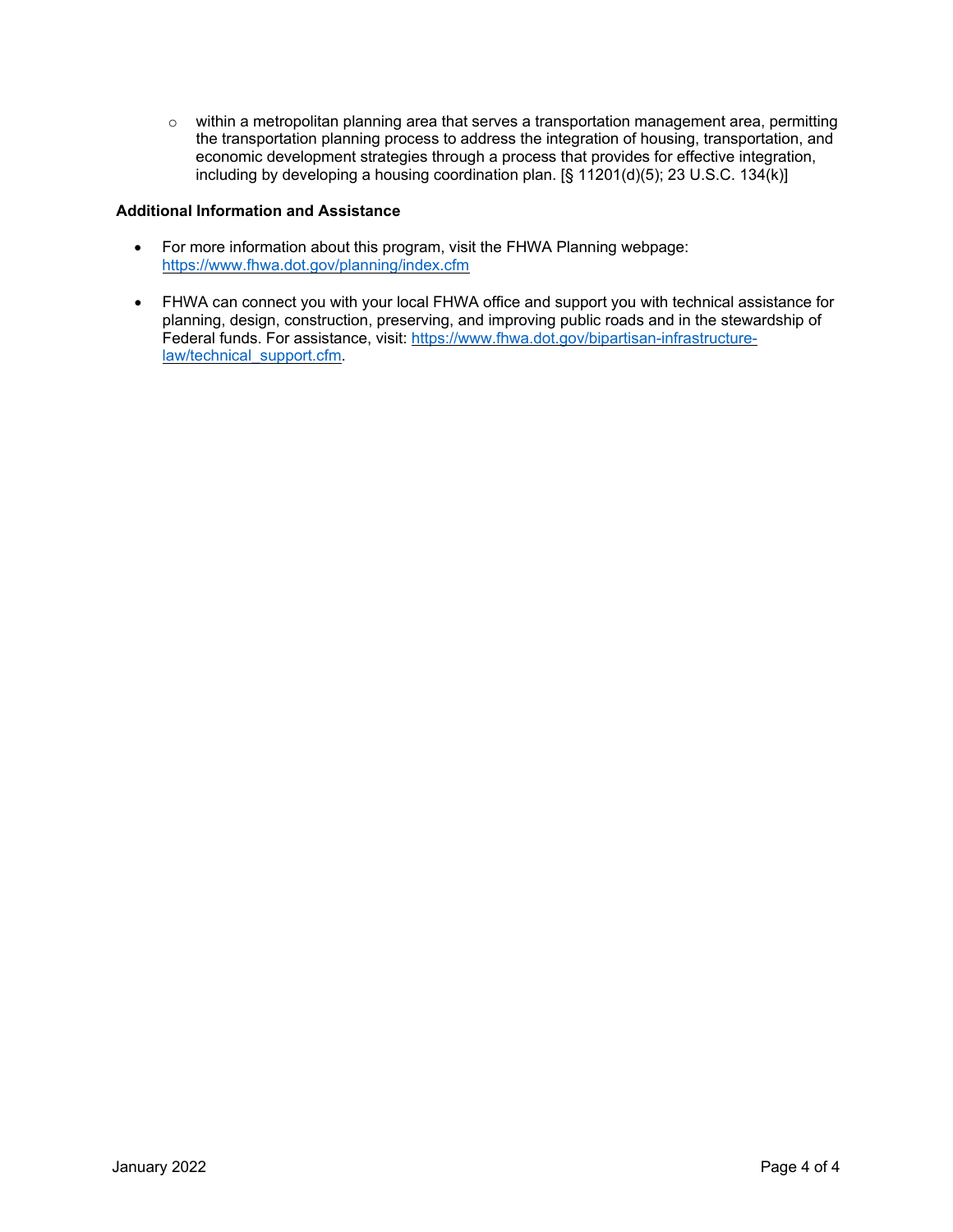- within a metropolitan planning area that serves a transportation management area, permitting the transportation planning process to address the integration of housing, transportation, and economic development strategies through a process that provides for effective integration, including by developing a housing coordination plan. [§ 11201(d)(5); 23 U.S.C. 134(k)]

**Additional Information and Assistance**

- For more information about this program, visit the FHWA Planning webpage: https://www.fhwa.dot.gov/planning/index.cfm
- FHWA can connect you with your local FHWA office and support you with technical assistance for planning, design, construction, preserving, and improving public roads and in the stewardship of Federal funds. For assistance, visit: https://www.fhwa.dot.gov/bipartisan-infrastructure-law/technical_support.cfm.